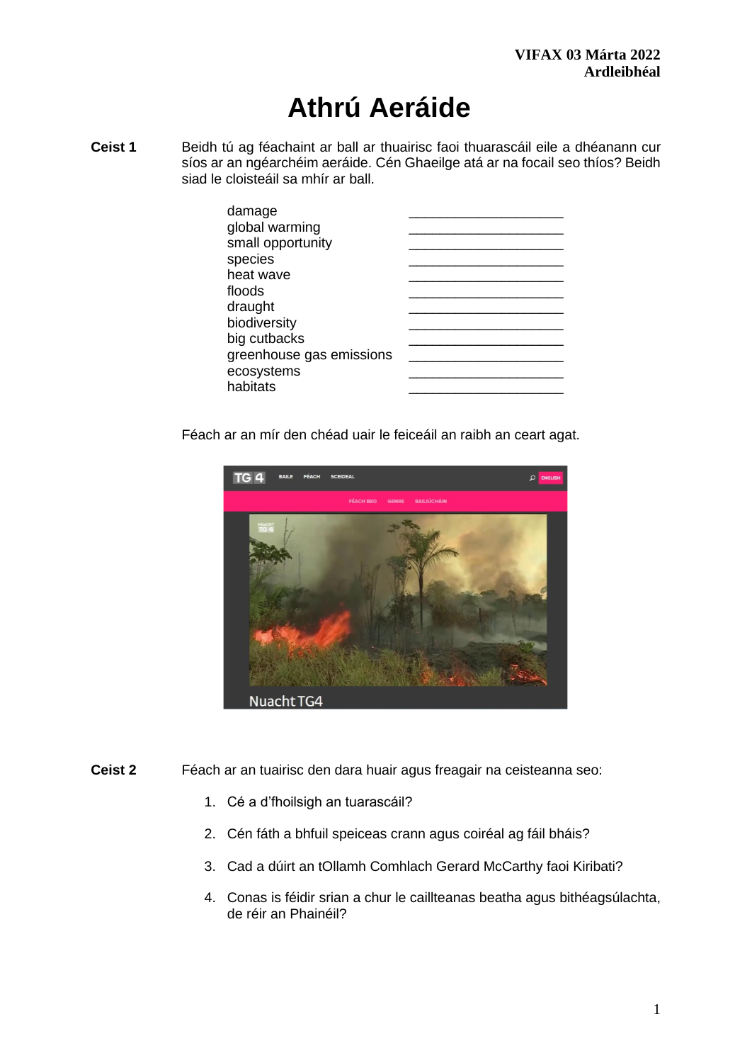**VIFAX 03 Márta 2022**
**Ardleibhéal**

# Athrú Aeráide

**Ceist 1** Beidh tú ag féachaint ar ball ar thuairisc faoi thuarascáil eile a dhéanann cur síos ar an ngéarchéim aeráide. Cén Ghaeilge atá ar na focail seo thíos? Beidh siad le cloisteáil sa mhír ar ball.

| | |
|---|---|
| damage | ____________________ |
| global warming | ____________________ |
| small opportunity | ____________________ |
| species | ____________________ |
| heat wave | ____________________ |
| floods | ____________________ |
| draught | ____________________ |
| biodiversity | ____________________ |
| big cutbacks | ____________________ |
| greenhouse gas emissions | ____________________ |
| ecosystems | ____________________ |
| habitats | ____________________ |

Féach ar an mír den chéad uair le feiceáil an raibh an ceart agat.

**Ceist 2** Féach ar an tuairisc den dara huair agus freagair na ceisteanna seo:

1. Cé a d'fhoilsigh an tuarascáil?
2. Cén fáth a bhfuil speiceas crann agus coiréal ag fáil bháis?
3. Cad a dúirt an tOllamh Comhlach Gerard McCarthy faoi Kiribati?
4. Conas is féidir srian a chur le caillteanas beatha agus bithéagsúlachta, de réir an Phainéil?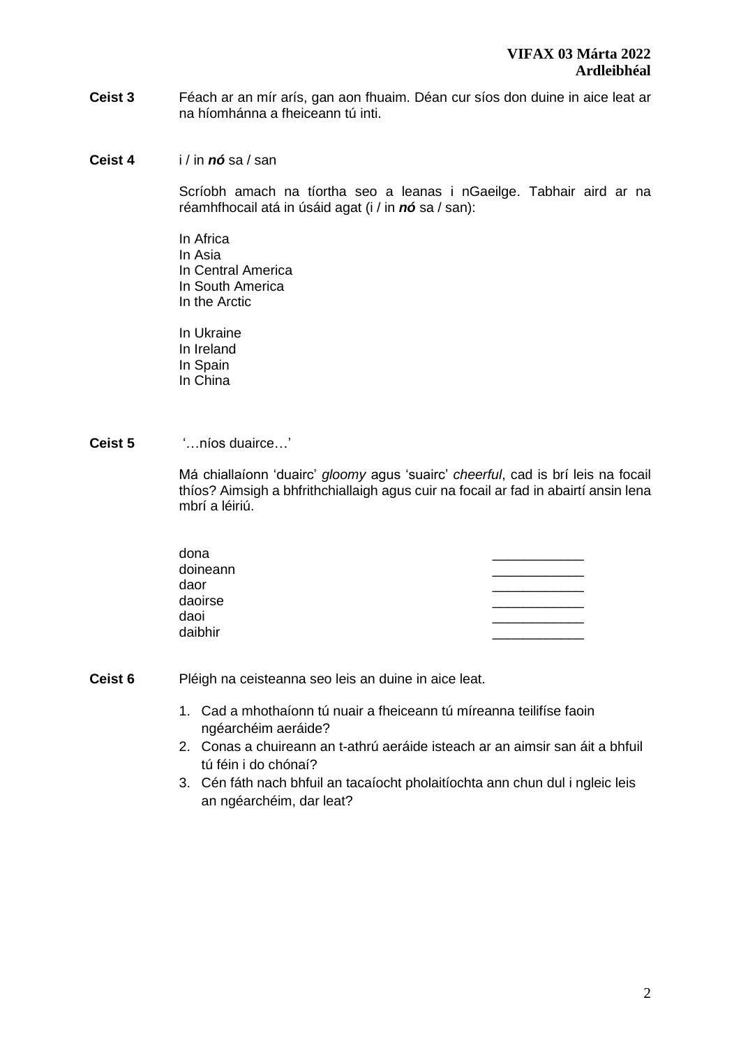**Ceist 3** Féach ar an mír arís, gan aon fhuaim. Déan cur síos don duine in aice leat ar na híomhánna a fheiceann tú inti.

**Ceist 4** i / in ***nó*** sa / san

Scríobh amach na tíortha seo a leanas i nGaeilge. Tabhair aird ar na réamhfhocail atá in úsáid agat (i / in ***nó*** sa / san):

In Africa
In Asia
In Central America
In South America
In the Arctic

In Ukraine
In Ireland
In Spain
In China

**Ceist 5** '…níos duairce…'

Má chiallaíonn 'duairc' *gloomy* agus 'suairc' *cheerful*, cad is brí leis na focail thíos? Aimsigh a bhfrithchiallaigh agus cuir na focail ar fad in abairtí ansin lena mbrí a léiriú.

| | |
|---|---|
| dona | ____________ |
| doineann | ____________ |
| daor | ____________ |
| daoirse | ____________ |
| daoi | ____________ |
| daibhir | ____________ |

**Ceist 6** Pléigh na ceisteanna seo leis an duine in aice leat.

1. Cad a mhothaíonn tú nuair a fheiceann tú míreanna teilifíse faoin ngéarchéim aeráide?
2. Conas a chuireann an t-athrú aeráide isteach ar an aimsir san áit a bhfuil tú féin i do chónaí?
3. Cén fáth nach bhfuil an tacaíocht pholaitíochta ann chun dul i ngleic leis an ngéarchéim, dar leat?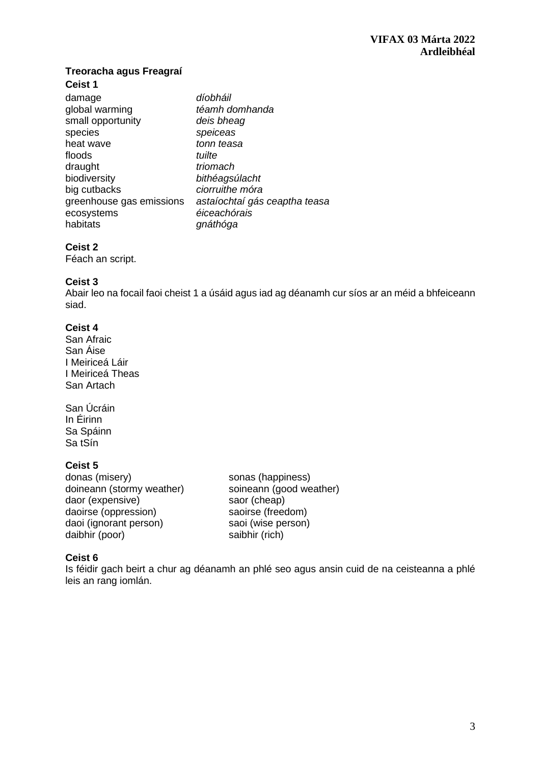**VIFAX 03 Márta 2022**
**Ardleibhéal**

### Treoracha agus Freagraí

#### Ceist 1

| | |
|---|---|
| damage | *díobháil* |
| global warming | *téamh domhanda* |
| small opportunity | *deis bheag* |
| species | *speiceas* |
| heat wave | *tonn teasa* |
| floods | *tuilte* |
| draught | *triomach* |
| biodiversity | *bithéagsúlacht* |
| big cutbacks | *ciorruithe móra* |
| greenhouse gas emissions | *astaíochtaí gás ceaptha teasa* |
| ecosystems | *éiceachórais* |
| habitats | *gnáthóga* |

#### Ceist 2

Féach an script.

#### Ceist 3

Abair leo na focail faoi cheist 1 a úsáid agus iad ag déanamh cur síos ar an méid a bhfeiceann siad.

#### Ceist 4

San Afraic
San Áise
I Meiriceá Láir
I Meiriceá Theas
San Artach

San Úcráin
In Éirinn
Sa Spáinn
Sa tSín

#### Ceist 5

| | |
|---|---|
| donas (misery) | sonas (happiness) |
| doineann (stormy weather) | soineann (good weather) |
| daor (expensive) | saor (cheap) |
| daoirse (oppression) | saoirse (freedom) |
| daoi (ignorant person) | saoi (wise person) |
| daibhir (poor) | saibhir (rich) |

#### Ceist 6

Is féidir gach beirt a chur ag déanamh an phlé seo agus ansin cuid de na ceisteanna a phlé leis an rang iomlán.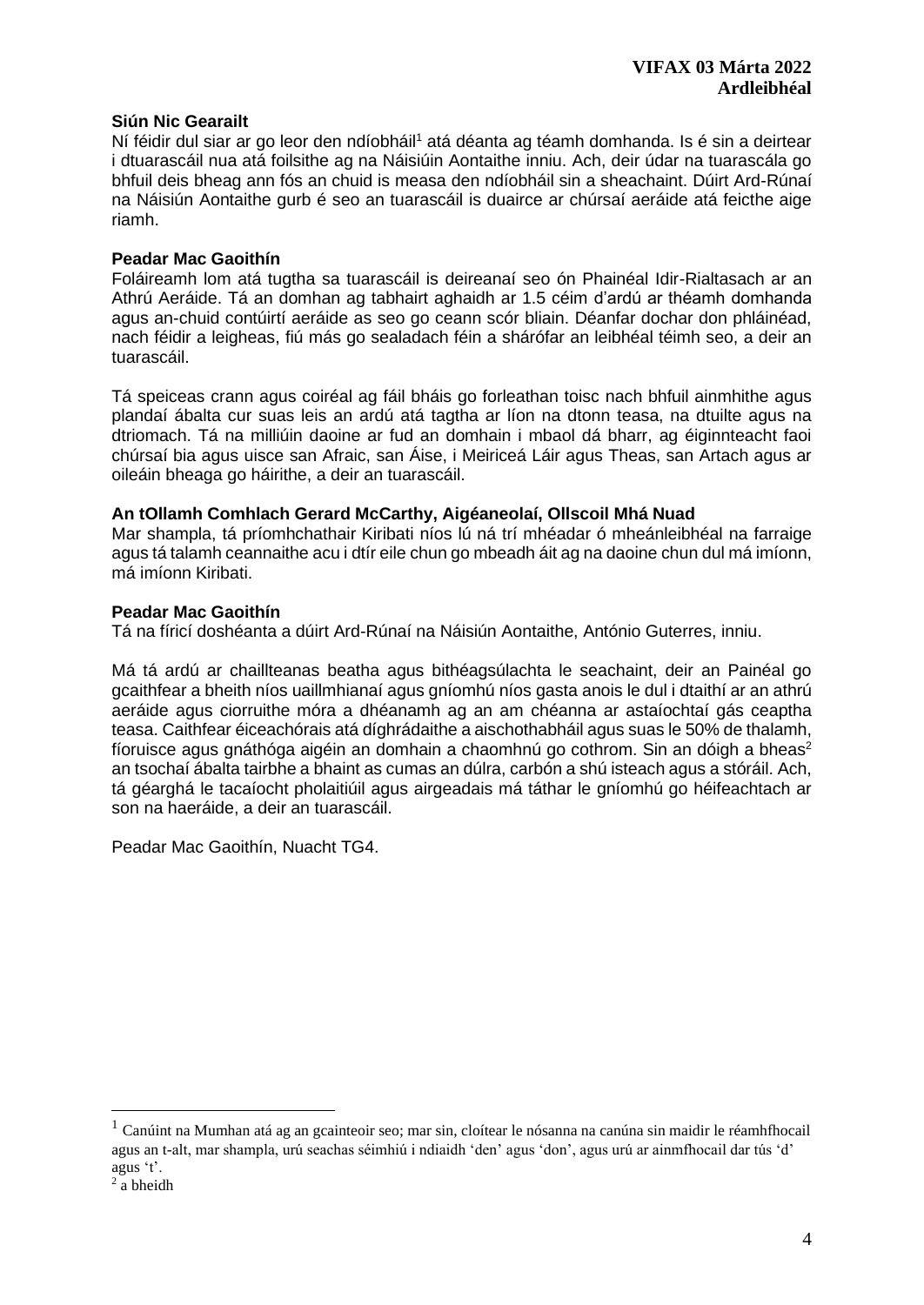**Siún Nic Gearailt**
Ní féidir dul siar ar go leor den ndíobháil[1] atá déanta ag téamh domhanda. Is é sin a deirtear i dtuarascáil nua atá foilsithe ag na Náisiúin Aontaithe inniu. Ach, deir údar na tuarascála go bhfuil deis bheag ann fós an chuid is measa den ndíobháil sin a sheachaint. Dúirt Ard-Rúnaí na Náisiún Aontaithe gurb é seo an tuarascáil is duairce ar chúrsaí aeráide atá feicthe aige riamh.

**Peadar Mac Gaoithín**
Foláireamh lom atá tugtha sa tuarascáil is deireanaí seo ón Phainéal Idir-Rialtasach ar an Athrú Aeráide. Tá an domhan ag tabhairt aghaidh ar 1.5 céim d'ardú ar théamh domhanda agus an-chuid contúirtí aeráide as seo go ceann scór bliain. Déanfar dochar don phláinéad, nach féidir a leigheas, fiú más go sealadach féin a sharófar an leibhéal téimh seo, a deir an tuarascáil.

Tá speiceas crann agus coiréal ag fáil bháis go forleathan toisc nach bhfuil ainmhithe agus plandaí ábalta cur suas leis an ardú atá tagtha ar líon na dtonn teasa, na dtuilte agus na dtriomach. Tá na milliúin daoine ar fud an domhain i mbaol dá bharr, ag éiginnteacht faoi chúrsaí bia agus uisce san Afraic, san Áise, i Meiriceá Láir agus Theas, san Artach agus ar oileáin bheaga go háirithe, a deir an tuarascáil.

**An tOllamh Comhlach Gerard McCarthy, Aigéaneolaí, Ollscoil Mhá Nuad**
Mar shampla, tá príomhchathair Kiribati níos lú ná trí mhéadar ó mheánleibhéal na farraige agus tá talamh ceannaithe acu i dtír eile chun go mbeadh áit ag na daoine chun dul má imíonn, má imíonn Kiribati.

**Peadar Mac Gaoithín**
Tá na fíricí doshéanta a dúirt Ard-Rúnaí na Náisiún Aontaithe, António Guterres, inniu.

Má tá ardú ar chaillteanas beatha agus bithéagsúlachta le seachaint, deir an Painéal go gcaithfear a bheith níos uaillmhianaí agus gníomhú níos gasta anois le dul i dtaithí ar an athrú aeráide agus ciorruithe móra a dhéanamh ag an am chéanna ar astaíochtaí gás ceaptha teasa. Caithfear éiceachórais atá díghrádaithe a aischothabháil agus suas le 50% de thalamh, fíoruisce agus gnáthóga aigéin an domhain a chaomhnú go cothrom. Sin an dóigh a bheas[2] an tsochaí ábalta tairbhe a bhaint as cumas an dúlra, carbón a shú isteach agus a stóráil. Ach, tá géarghá le tacaíocht pholaitiúil agus airgeadais má táthar le gníomhú go héifeachtach ar son na haeráide, a deir an tuarascáil.

Peadar Mac Gaoithín, Nuacht TG4.

---

[1] Canúint na Mumhan atá ag an gcainteoir seo; mar sin, cloítear le nósanna na canúna sin maidir le réamhfhocail agus an t-alt, mar shampla, urú seachas séimhiú i ndiaidh 'den' agus 'don', agus urú ar ainmfhocail dar tús 'd' agus 't'.

[2] a bheidh